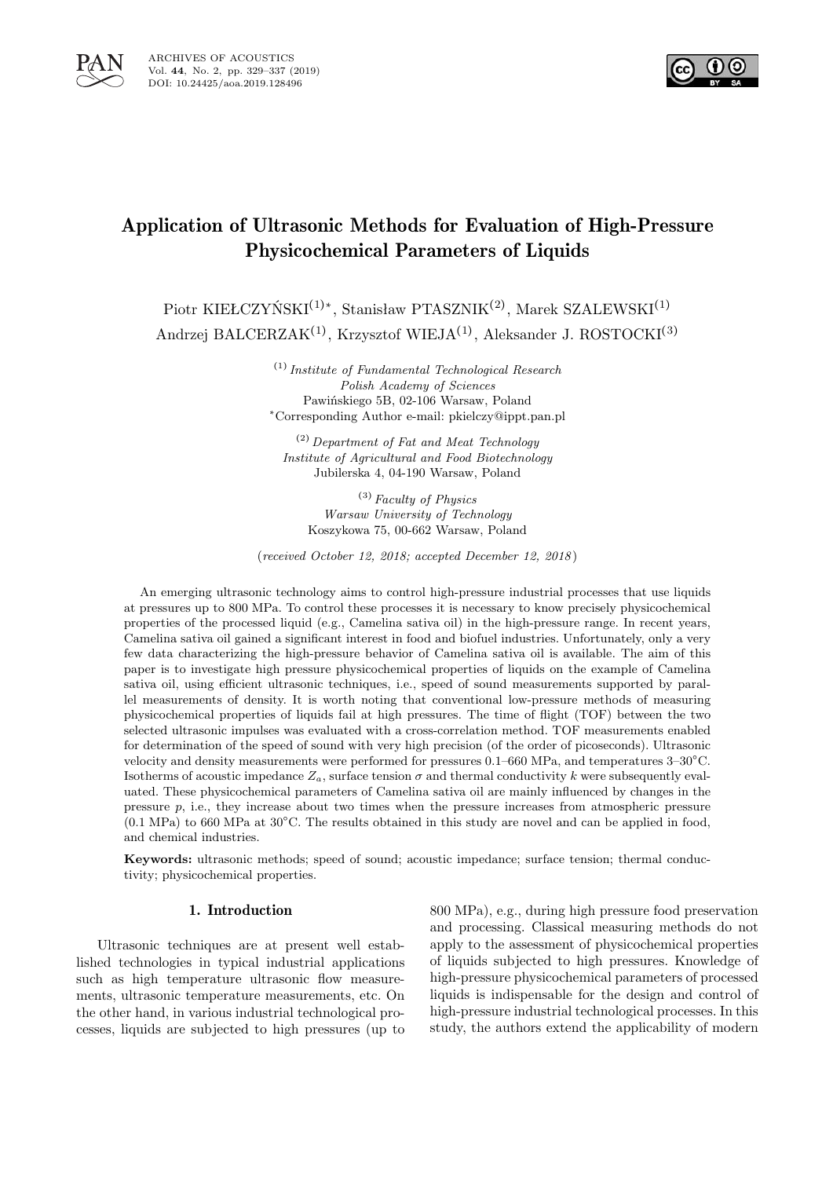# Application of Ultrasonic Methods for Evaluation of High-Pressure Physicochemical Parameters of Liquids

Piotr KIEŁCZYŃSKI[(1)*], Stanisław PTASZNIK[(2)], Marek SZALEWSKI[(1)]
Andrzej BALCERZAK[(1)], Krzysztof WIEJA[(1)], Aleksander J. ROSTOCKI[(3)]

[(1)] *Institute of Fundamental Technological Research*
*Polish Academy of Sciences*
Pawińskiego 5B, 02-106 Warsaw, Poland
*Corresponding Author e-mail: pkielczy@ippt.pan.pl

[(2)] *Department of Fat and Meat Technology*
*Institute of Agricultural and Food Biotechnology*
Jubilerska 4, 04-190 Warsaw, Poland

[(3)] *Faculty of Physics*
*Warsaw University of Technology*
Koszykowa 75, 00-662 Warsaw, Poland

(*received October 12, 2018; accepted December 12, 2018*)

An emerging ultrasonic technology aims to control high-pressure industrial processes that use liquids at pressures up to 800 MPa. To control these processes it is necessary to know precisely physicochemical properties of the processed liquid (e.g., Camelina sativa oil) in the high-pressure range. In recent years, Camelina sativa oil gained a significant interest in food and biofuel industries. Unfortunately, only a very few data characterizing the high-pressure behavior of Camelina sativa oil is available. The aim of this paper is to investigate high pressure physicochemical properties of liquids on the example of Camelina sativa oil, using efficient ultrasonic techniques, i.e., speed of sound measurements supported by parallel measurements of density. It is worth noting that conventional low-pressure methods of measuring physicochemical properties of liquids fail at high pressures. The time of flight (TOF) between the two selected ultrasonic impulses was evaluated with a cross-correlation method. TOF measurements enabled for determination of the speed of sound with very high precision (of the order of picoseconds). Ultrasonic velocity and density measurements were performed for pressures 0.1–660 MPa, and temperatures 3–30°C. Isotherms of acoustic impedance $Z_a$, surface tension $\sigma$ and thermal conductivity $k$ were subsequently evaluated. These physicochemical parameters of Camelina sativa oil are mainly influenced by changes in the pressure $p$, i.e., they increase about two times when the pressure increases from atmospheric pressure (0.1 MPa) to 660 MPa at 30°C. The results obtained in this study are novel and can be applied in food, and chemical industries.

**Keywords:** ultrasonic methods; speed of sound; acoustic impedance; surface tension; thermal conductivity; physicochemical properties.

## 1. Introduction

Ultrasonic techniques are at present well established technologies in typical industrial applications such as high temperature ultrasonic flow measurements, ultrasonic temperature measurements, etc. On the other hand, in various industrial technological processes, liquids are subjected to high pressures (up to 800 MPa), e.g., during high pressure food preservation and processing. Classical measuring methods do not apply to the assessment of physicochemical properties of liquids subjected to high pressures. Knowledge of high-pressure physicochemical parameters of processed liquids is indispensable for the design and control of high-pressure industrial technological processes. In this study, the authors extend the applicability of modern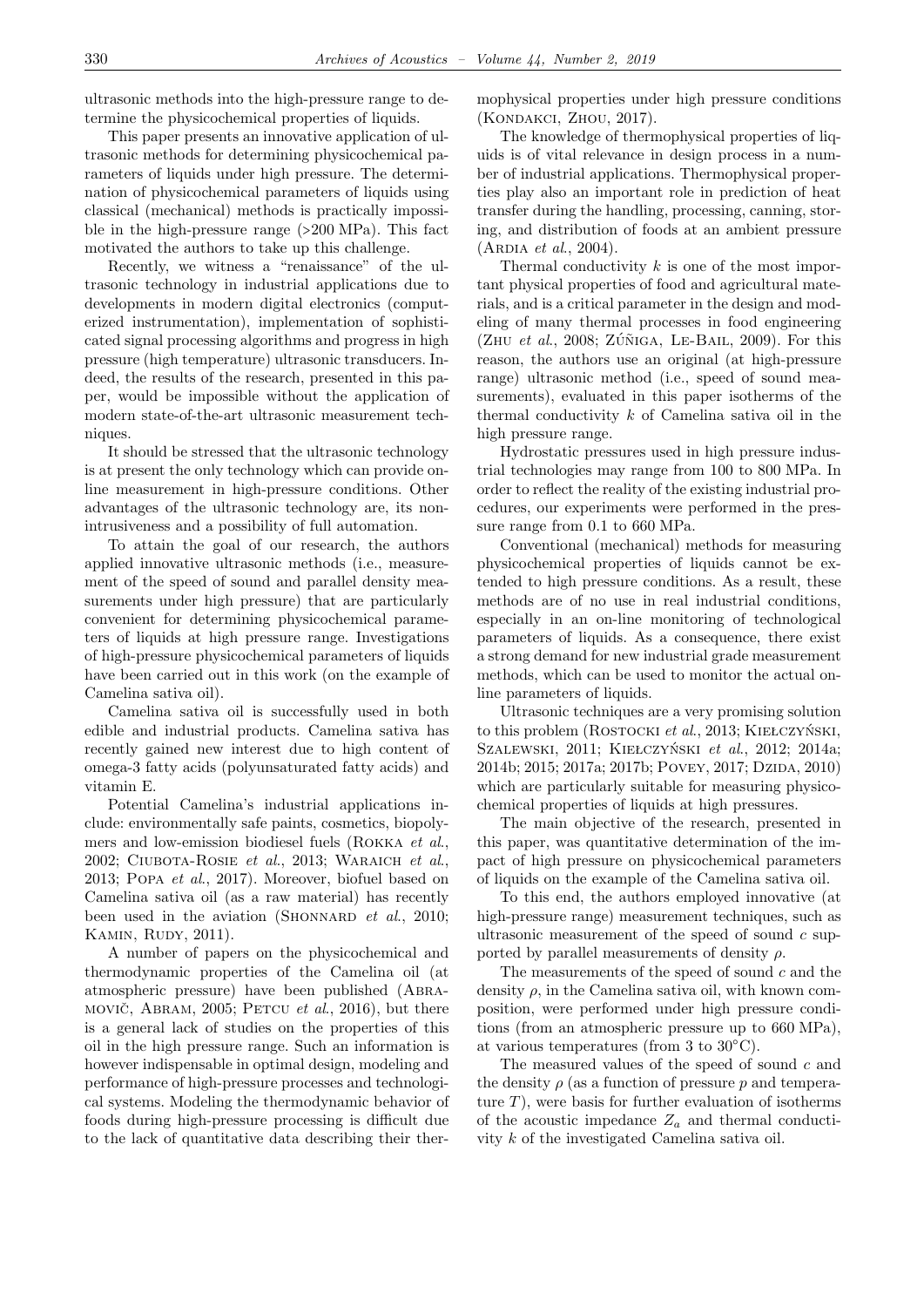ultrasonic methods into the high-pressure range to determine the physicochemical properties of liquids.

This paper presents an innovative application of ultrasonic methods for determining physicochemical parameters of liquids under high pressure. The determination of physicochemical parameters of liquids using classical (mechanical) methods is practically impossible in the high-pressure range (>200 MPa). This fact motivated the authors to take up this challenge.

Recently, we witness a "renaissance" of the ultrasonic technology in industrial applications due to developments in modern digital electronics (computerized instrumentation), implementation of sophisticated signal processing algorithms and progress in high pressure (high temperature) ultrasonic transducers. Indeed, the results of the research, presented in this paper, would be impossible without the application of modern state-of-the-art ultrasonic measurement techniques.

It should be stressed that the ultrasonic technology is at present the only technology which can provide online measurement in high-pressure conditions. Other advantages of the ultrasonic technology are, its nonintrusiveness and a possibility of full automation.

To attain the goal of our research, the authors applied innovative ultrasonic methods (i.e., measurement of the speed of sound and parallel density measurements under high pressure) that are particularly convenient for determining physicochemical parameters of liquids at high pressure range. Investigations of high-pressure physicochemical parameters of liquids have been carried out in this work (on the example of Camelina sativa oil).

Camelina sativa oil is successfully used in both edible and industrial products. Camelina sativa has recently gained new interest due to high content of omega-3 fatty acids (polyunsaturated fatty acids) and vitamin E.

Potential Camelina's industrial applications include: environmentally safe paints, cosmetics, biopolymers and low-emission biodiesel fuels (Rokka *et al.*, 2002; Ciubota-Rosie *et al.*, 2013; Waraich *et al.*, 2013; Popa *et al.*, 2017). Moreover, biofuel based on Camelina sativa oil (as a raw material) has recently been used in the aviation (Shonnard *et al.*, 2010; Kamin, Rudy, 2011).

A number of papers on the physicochemical and thermodynamic properties of the Camelina oil (at atmospheric pressure) have been published (Abramovič, Abram, 2005; Petcu *et al.*, 2016), but there is a general lack of studies on the properties of this oil in the high pressure range. Such an information is however indispensable in optimal design, modeling and performance of high-pressure processes and technological systems. Modeling the thermodynamic behavior of foods during high-pressure processing is difficult due to the lack of quantitative data describing their thermophysical properties under high pressure conditions (Kondakci, Zhou, 2017).

The knowledge of thermophysical properties of liquids is of vital relevance in design process in a number of industrial applications. Thermophysical properties play also an important role in prediction of heat transfer during the handling, processing, canning, storing, and distribution of foods at an ambient pressure (Ardia *et al.*, 2004).

Thermal conductivity $k$ is one of the most important physical properties of food and agricultural materials, and is a critical parameter in the design and modeling of many thermal processes in food engineering (Zhu *et al.*, 2008; Zúñiga, Le-Bail, 2009). For this reason, the authors use an original (at high-pressure range) ultrasonic method (i.e., speed of sound measurements), evaluated in this paper isotherms of the thermal conductivity $k$ of Camelina sativa oil in the high pressure range.

Hydrostatic pressures used in high pressure industrial technologies may range from 100 to 800 MPa. In order to reflect the reality of the existing industrial procedures, our experiments were performed in the pressure range from 0.1 to 660 MPa.

Conventional (mechanical) methods for measuring physicochemical properties of liquids cannot be extended to high pressure conditions. As a result, these methods are of no use in real industrial conditions, especially in an on-line monitoring of technological parameters of liquids. As a consequence, there exist a strong demand for new industrial grade measurement methods, which can be used to monitor the actual online parameters of liquids.

Ultrasonic techniques are a very promising solution to this problem (Rostocki *et al.*, 2013; Kiełczyński, Szalewski, 2011; Kiełczyński *et al.*, 2012; 2014a; 2014b; 2015; 2017a; 2017b; Povey, 2017; Dzida, 2010) which are particularly suitable for measuring physicochemical properties of liquids at high pressures.

The main objective of the research, presented in this paper, was quantitative determination of the impact of high pressure on physicochemical parameters of liquids on the example of the Camelina sativa oil.

To this end, the authors employed innovative (at high-pressure range) measurement techniques, such as ultrasonic measurement of the speed of sound $c$ supported by parallel measurements of density $\rho$.

The measurements of the speed of sound $c$ and the density $\rho$, in the Camelina sativa oil, with known composition, were performed under high pressure conditions (from an atmospheric pressure up to 660 MPa), at various temperatures (from 3 to 30°C).

The measured values of the speed of sound $c$ and the density $\rho$ (as a function of pressure $p$ and temperature $T$), were basis for further evaluation of isotherms of the acoustic impedance $Z_a$ and thermal conductivity $k$ of the investigated Camelina sativa oil.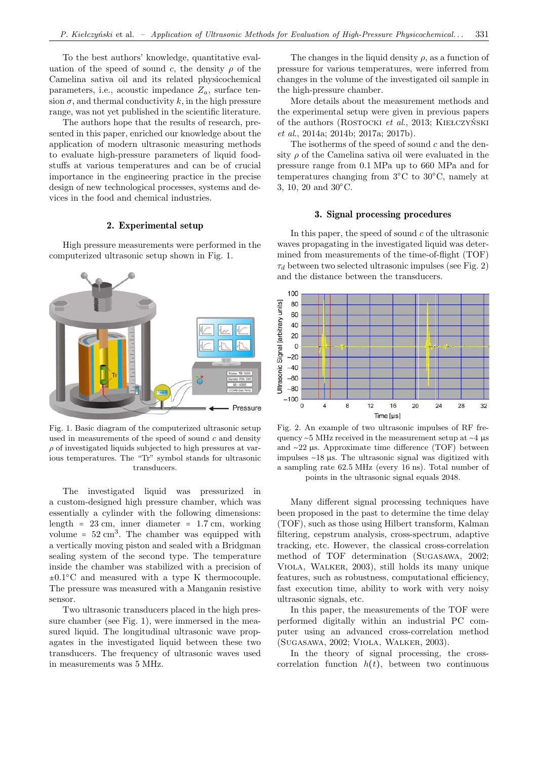To the best authors' knowledge, quantitative evaluation of the speed of sound $c$, the density $\rho$ of the Camelina sativa oil and its related physicochemical parameters, i.e., acoustic impedance $Z_a$, surface tension $\sigma$, and thermal conductivity $k$, in the high pressure range, was not yet published in the scientific literature.

The authors hope that the results of research, presented in this paper, enriched our knowledge about the application of modern ultrasonic measuring methods to evaluate high-pressure parameters of liquid foodstuffs at various temperatures and can be of crucial importance in the engineering practice in the precise design of new technological processes, systems and devices in the food and chemical industries.

## 2. Experimental setup

High pressure measurements were performed in the computerized ultrasonic setup shown in Fig. 1.

Fig. 1. Basic diagram of the computerized ultrasonic setup used in measurements of the speed of sound $c$ and density $\rho$ of investigated liquids subjected to high pressures at various temperatures. The "Tr" symbol stands for ultrasonic transducers.

The investigated liquid was pressurized in a custom-designed high pressure chamber, which was essentially a cylinder with the following dimensions: length = 23 cm, inner diameter = 1.7 cm, working volume = 52 cm$^3$. The chamber was equipped with a vertically moving piston and sealed with a Bridgman sealing system of the second type. The temperature inside the chamber was stabilized with a precision of $\pm 0.1^{\circ}$C and measured with a type K thermocouple. The pressure was measured with a Manganin resistive sensor.

Two ultrasonic transducers placed in the high pressure chamber (see Fig. 1), were immersed in the measured liquid. The longitudinal ultrasonic wave propagates in the investigated liquid between these two transducers. The frequency of ultrasonic waves used in measurements was 5 MHz.

The changes in the liquid density $\rho$, as a function of pressure for various temperatures, were inferred from changes in the volume of the investigated oil sample in the high-pressure chamber.

More details about the measurement methods and the experimental setup were given in previous papers of the authors (Rostocki *et al.*, 2013; Kiełczyński *et al.*, 2014a; 2014b; 2017a; 2017b).

The isotherms of the speed of sound $c$ and the density $\rho$ of the Camelina sativa oil were evaluated in the pressure range from 0.1 MPa up to 660 MPa and for temperatures changing from $3^{\circ}$C to $30^{\circ}$C, namely at 3, 10, 20 and $30^{\circ}$C.

## 3. Signal processing procedures

In this paper, the speed of sound $c$ of the ultrasonic waves propagating in the investigated liquid was determined from measurements of the time-of-flight (TOF) $\tau_d$ between two selected ultrasonic impulses (see Fig. 2) and the distance between the transducers.

Fig. 2. An example of two ultrasonic impulses of RF frequency ~5 MHz received in the measurement setup at ~4 µs and ~22 µs. Approximate time difference (TOF) between impulses ~18 µs. The ultrasonic signal was digitized with a sampling rate 62.5 MHz (every 16 ns). Total number of points in the ultrasonic signal equals 2048.

Many different signal processing techniques have been proposed in the past to determine the time delay (TOF), such as those using Hilbert transform, Kalman filtering, cepstrum analysis, cross-spectrum, adaptive tracking, etc. However, the classical cross-correlation method of TOF determination (Sugasawa, 2002; Viola, Walker, 2003), still holds its many unique features, such as robustness, computational efficiency, fast execution time, ability to work with very noisy ultrasonic signals, etc.

In this paper, the measurements of the TOF were performed digitally within an industrial PC computer using an advanced cross-correlation method (Sugasawa, 2002; Viola, Walker, 2003).

In the theory of signal processing, the cross-correlation function $h(t)$, between two continuous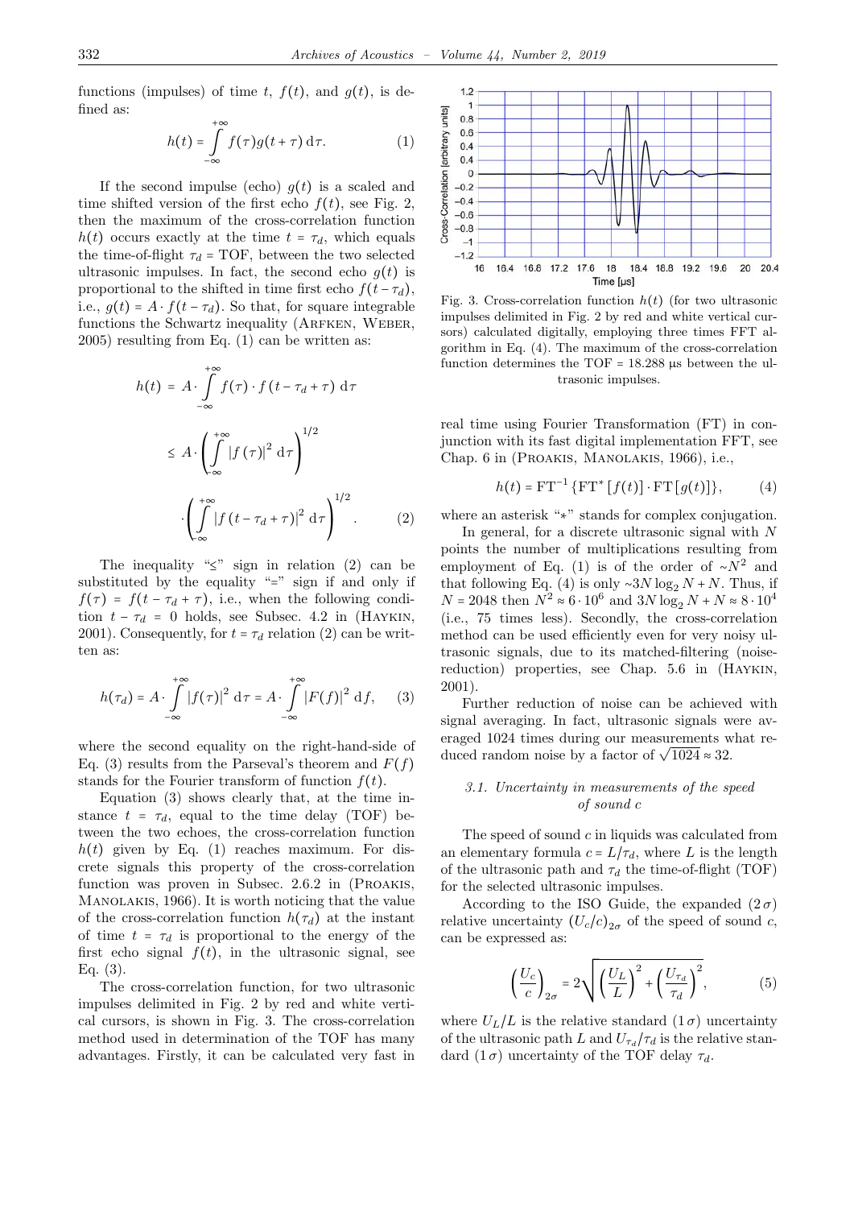functions (impulses) of time $t$, $f(t)$, and $g(t)$, is defined as:

$$h(t) = \int_{-\infty}^{+\infty} f(\tau) g(t+\tau)\, \mathrm{d}\tau. \tag{1}$$

If the second impulse (echo) $g(t)$ is a scaled and time shifted version of the first echo $f(t)$, see Fig. 2, then the maximum of the cross-correlation function $h(t)$ occurs exactly at the time $t = \tau_d$, which equals the time-of-flight $\tau_d$ = TOF, between the two selected ultrasonic impulses. In fact, the second echo $g(t)$ is proportional to the shifted in time first echo $f(t - \tau_d)$, i.e., $g(t) = A \cdot f(t - \tau_d)$. So that, for square integrable functions the Schwartz inequality (Arfken, Weber, 2005) resulting from Eq. (1) can be written as:

$$\begin{aligned} h(t) &= A \cdot \int_{-\infty}^{+\infty} f(\tau) \cdot f(t - \tau_d + \tau)\, \mathrm{d}\tau \\ &\le A \cdot \left( \int_{-\infty}^{+\infty} |f(\tau)|^2\, \mathrm{d}\tau \right)^{1/2} \\ &\quad \cdot \left( \int_{-\infty}^{+\infty} |f(t - \tau_d + \tau)|^2\, \mathrm{d}\tau \right)^{1/2}. \end{aligned} \tag{2}$$

The inequality "≤" sign in relation (2) can be substituted by the equality "=" sign if and only if $f(\tau) = f(t - \tau_d + \tau)$, i.e., when the following condition $t - \tau_d = 0$ holds, see Subsec. 4.2 in (Haykin, 2001). Consequently, for $t = \tau_d$ relation (2) can be written as:

$$h(\tau_d) = A \cdot \int_{-\infty}^{+\infty} |f(\tau)|^2\, \mathrm{d}\tau = A \cdot \int_{-\infty}^{+\infty} |F(f)|^2\, \mathrm{d}f, \tag{3}$$

where the second equality on the right-hand-side of Eq. (3) results from the Parseval's theorem and $F(f)$ stands for the Fourier transform of function $f(t)$.

Equation (3) shows clearly that, at the time instance $t = \tau_d$, equal to the time delay (TOF) between the two echoes, the cross-correlation function $h(t)$ given by Eq. (1) reaches maximum. For discrete signals this property of the cross-correlation function was proven in Subsec. 2.6.2 in (Proakis, Manolakis, 1966). It is worth noticing that the value of the cross-correlation function $h(\tau_d)$ at the instant of time $t = \tau_d$ is proportional to the energy of the first echo signal $f(t)$, in the ultrasonic signal, see Eq. (3).

The cross-correlation function, for two ultrasonic impulses delimited in Fig. 2 by red and white vertical cursors, is shown in Fig. 3. The cross-correlation method used in determination of the TOF has many advantages. Firstly, it can be calculated very fast in real time using Fourier Transformation (FT) in conjunction with its fast digital implementation FFT, see Chap. 6 in (Proakis, Manolakis, 1966), i.e.,

Fig. 3. Cross-correlation function $h(t)$ (for two ultrasonic impulses delimited in Fig. 2 by red and white vertical cursors) calculated digitally, employing three times FFT algorithm in Eq. (4). The maximum of the cross-correlation function determines the TOF = 18.288 μs between the ultrasonic impulses.

$$h(t) = \mathrm{FT}^{-1}\{\mathrm{FT}^*[f(t)] \cdot \mathrm{FT}[g(t)]\}, \tag{4}$$

where an asterisk "*" stands for complex conjugation.

In general, for a discrete ultrasonic signal with $N$ points the number of multiplications resulting from employment of Eq. (1) is of the order of $\sim N^2$ and that following Eq. (4) is only $\sim 3N \log_2 N + N$. Thus, if $N = 2048$ then $N^2 \approx 6 \cdot 10^6$ and $3N \log_2 N + N \approx 8 \cdot 10^4$ (i.e., 75 times less). Secondly, the cross-correlation method can be used efficiently even for very noisy ultrasonic signals, due to its matched-filtering (noise-reduction) properties, see Chap. 5.6 in (Haykin, 2001).

Further reduction of noise can be achieved with signal averaging. In fact, ultrasonic signals were averaged 1024 times during our measurements what reduced random noise by a factor of $\sqrt{1024} \approx 32$.

### *3.1. Uncertainty in measurements of the speed of sound $c$*

The speed of sound $c$ in liquids was calculated from an elementary formula $c = L/\tau_d$, where $L$ is the length of the ultrasonic path and $\tau_d$ the time-of-flight (TOF) for the selected ultrasonic impulses.

According to the ISO Guide, the expanded $(2\sigma)$ relative uncertainty $(U_c/c)_{2\sigma}$ of the speed of sound $c$, can be expressed as:

$$\left(\frac{U_c}{c}\right)_{2\sigma} = 2\sqrt{\left(\frac{U_L}{L}\right)^2 + \left(\frac{U_{\tau_d}}{\tau_d}\right)^2}, \tag{5}$$

where $U_L/L$ is the relative standard $(1\sigma)$ uncertainty of the ultrasonic path $L$ and $U_{\tau_d}/\tau_d$ is the relative standard $(1\sigma)$ uncertainty of the TOF delay $\tau_d$.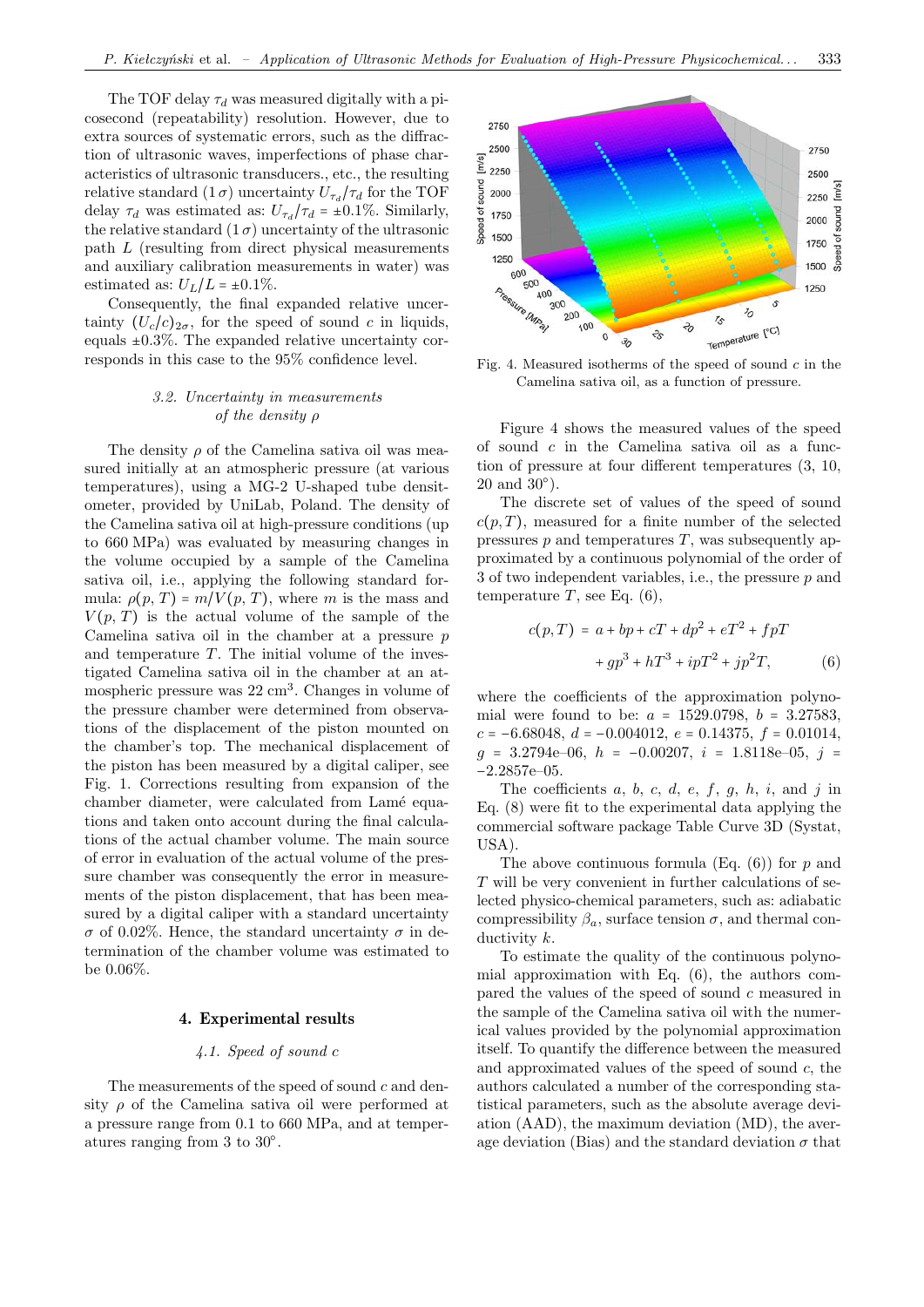The TOF delay $\tau_d$ was measured digitally with a picosecond (repeatability) resolution. However, due to extra sources of systematic errors, such as the diffraction of ultrasonic waves, imperfections of phase characteristics of ultrasonic transducers., etc., the resulting relative standard $(1\sigma)$ uncertainty $U_{\tau_d}/\tau_d$ for the TOF delay $\tau_d$ was estimated as: $U_{\tau_d}/\tau_d = \pm 0.1\%$. Similarly, the relative standard $(1\sigma)$ uncertainty of the ultrasonic path $L$ (resulting from direct physical measurements and auxiliary calibration measurements in water) was estimated as: $U_L/L = \pm 0.1\%$.

Consequently, the final expanded relative uncertainty $(U_c/c)_{2\sigma}$, for the speed of sound $c$ in liquids, equals $\pm 0.3\%$. The expanded relative uncertainty corresponds in this case to the 95% confidence level.

### *3.2. Uncertainty in measurements of the density $\rho$*

The density $\rho$ of the Camelina sativa oil was measured initially at an atmospheric pressure (at various temperatures), using a MG-2 U-shaped tube densitometer, provided by UniLab, Poland. The density of the Camelina sativa oil at high-pressure conditions (up to 660 MPa) was evaluated by measuring changes in the volume occupied by a sample of the Camelina sativa oil, i.e., applying the following standard formula: $\rho(p,T) = m/V(p,T)$, where $m$ is the mass and $V(p,T)$ is the actual volume of the sample of the Camelina sativa oil in the chamber at a pressure $p$ and temperature $T$. The initial volume of the investigated Camelina sativa oil in the chamber at an atmospheric pressure was 22 $cm^3$. Changes in volume of the pressure chamber were determined from observations of the displacement of the piston mounted on the chamber's top. The mechanical displacement of the piston has been measured by a digital caliper, see Fig. 1. Corrections resulting from expansion of the chamber diameter, were calculated from Lamé equations and taken onto account during the final calculations of the actual chamber volume. The main source of error in evaluation of the actual volume of the pressure chamber was consequently the error in measurements of the piston displacement, that has been measured by a digital caliper with a standard uncertainty $\sigma$ of 0.02%. Hence, the standard uncertainty $\sigma$ in determination of the chamber volume was estimated to be 0.06%.

## 4. Experimental results

### *4.1. Speed of sound $c$*

The measurements of the speed of sound $c$ and density $\rho$ of the Camelina sativa oil were performed at a pressure range from 0.1 to 660 MPa, and at temperatures ranging from 3 to 30°.

Fig. 4. Measured isotherms of the speed of sound $c$ in the Camelina sativa oil, as a function of pressure.

Figure 4 shows the measured values of the speed of sound $c$ in the Camelina sativa oil as a function of pressure at four different temperatures (3, 10, 20 and 30°).

The discrete set of values of the speed of sound $c(p,T)$, measured for a finite number of the selected pressures $p$ and temperatures $T$, was subsequently approximated by a continuous polynomial of the order of 3 of two independent variables, i.e., the pressure $p$ and temperature $T$, see Eq. (6),

$$c(p,T) = a + bp + cT + dp^2 + eT^2 + fpT + gp^3 + hT^3 + ipT^2 + jp^2T, \quad (6)$$

where the coefficients of the approximation polynomial were found to be: $a$ = 1529.0798, $b$ = 3.27583, $c$ = −6.68048, $d$ = −0.004012, $e$ = 0.14375, $f$ = 0.01014, $g$ = 3.2794e–06, $h$ = −0.00207, $i$ = 1.8118e–05, $j$ = −2.2857e–05.

The coefficients $a$, $b$, $c$, $d$, $e$, $f$, $g$, $h$, $i$, and $j$ in Eq. (8) were fit to the experimental data applying the commercial software package Table Curve 3D (Systat, USA).

The above continuous formula (Eq. (6)) for $p$ and $T$ will be very convenient in further calculations of selected physico-chemical parameters, such as: adiabatic compressibility $\beta_a$, surface tension $\sigma$, and thermal conductivity $k$.

To estimate the quality of the continuous polynomial approximation with Eq. (6), the authors compared the values of the speed of sound $c$ measured in the sample of the Camelina sativa oil with the numerical values provided by the polynomial approximation itself. To quantify the difference between the measured and approximated values of the speed of sound $c$, the authors calculated a number of the corresponding statistical parameters, such as the absolute average deviation (AAD), the maximum deviation (MD), the average deviation (Bias) and the standard deviation $\sigma$ that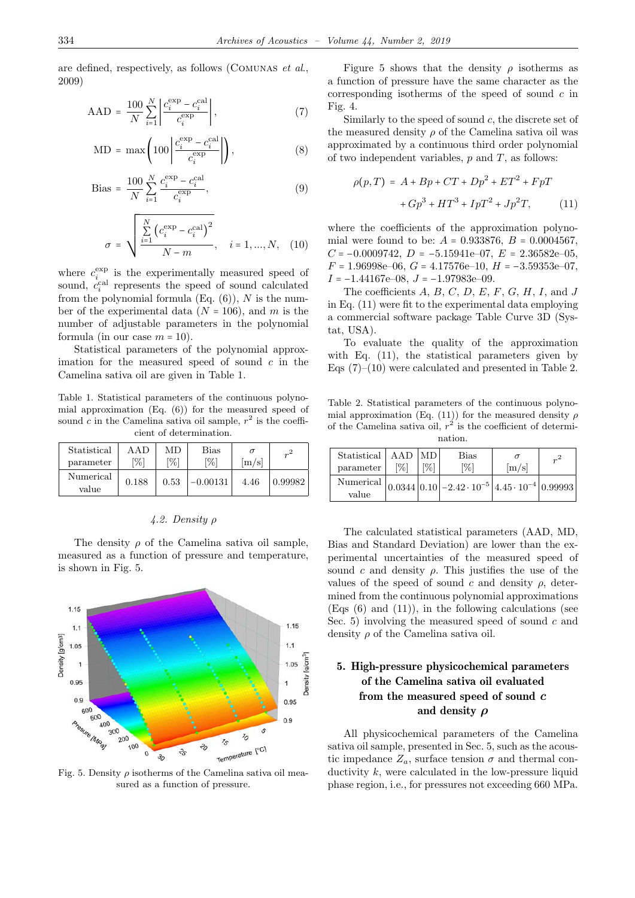are defined, respectively, as follows (Comunas *et al.*, 2009)

$$\text{AAD} = \frac{100}{N}\sum_{i=1}^{N}\left|\frac{c_i^{\text{exp}} - c_i^{\text{cal}}}{c_i^{\text{exp}}}\right|, \tag{7}$$

$$\text{MD} = \max\left(100\left|\frac{c_i^{\text{exp}} - c_i^{\text{cal}}}{c_i^{\text{exp}}}\right|\right), \tag{8}$$

$$\text{Bias} = \frac{100}{N}\sum_{i=1}^{N}\frac{c_i^{\text{exp}} - c_i^{\text{cal}}}{c_i^{\text{exp}}}, \tag{9}$$

$$\sigma = \sqrt{\frac{\sum_{i=1}^{N}\left(c_i^{\text{exp}} - c_i^{\text{cal}}\right)^2}{N-m}}, \quad i = 1, ..., N, \tag{10}$$

where $c_i^{\text{exp}}$ is the experimentally measured speed of sound, $c_i^{\text{cal}}$ represents the speed of sound calculated from the polynomial formula (Eq. (6)), $N$ is the number of the experimental data ($N = 106$), and $m$ is the number of adjustable parameters in the polynomial formula (in our case $m = 10$).

Statistical parameters of the polynomial approximation for the measured speed of sound $c$ in the Camelina sativa oil are given in Table 1.

Table 1. Statistical parameters of the continuous polynomial approximation (Eq. (6)) for the measured speed of sound $c$ in the Camelina sativa oil sample, $r^2$ is the coefficient of determination.

| Statistical parameter | AAD [%] | MD [%] | Bias [%] | $\sigma$ [m/s] | $r^2$ |
|---|---|---|---|---|---|
| Numerical value | 0.188 | 0.53 | −0.00131 | 4.46 | 0.99982 |

#### 4.2. Density $\rho$

The density $\rho$ of the Camelina sativa oil sample, measured as a function of pressure and temperature, is shown in Fig. 5.

Fig. 5. Density $\rho$ isotherms of the Camelina sativa oil measured as a function of pressure.

Figure 5 shows that the density $\rho$ isotherms as a function of pressure have the same character as the corresponding isotherms of the speed of sound $c$ in Fig. 4.

Similarly to the speed of sound $c$, the discrete set of the measured density $\rho$ of the Camelina sativa oil was approximated by a continuous third order polynomial of two independent variables, $p$ and $T$, as follows:

$$\rho(p,T) = A + Bp + CT + Dp^2 + ET^2 + FpT + Gp^3 + HT^3 + IpT^2 + Jp^2T, \tag{11}$$

where the coefficients of the approximation polynomial were found to be: $A = 0.933876$, $B = 0.0004567$, $C = -0.0009742$, $D = -5.15941\text{e}{-06}$, $E = 2.36582\text{e}{-05}$, $F = 1.96998\text{e}{-06}$, $G = 4.17576\text{e}{-10}$, $H = -3.59353\text{e}{-07}$, $I = -1.44167\text{e}{-08}$, $J = -1.97983\text{e}{-09}$.

The coefficients $A$, $B$, $C$, $D$, $E$, $F$, $G$, $H$, $I$, and $J$ in Eq. (11) were fit to the experimental data employing a commercial software package Table Curve 3D (Systat, USA).

To evaluate the quality of the approximation with Eq. (11), the statistical parameters given by Eqs (7)–(10) were calculated and presented in Table 2.

Table 2. Statistical parameters of the continuous polynomial approximation (Eq. (11)) for the measured density $\rho$ of the Camelina sativa oil, $r^2$ is the coefficient of determination.

| Statistical parameter | AAD [%] | MD [%] | Bias [%] | $\sigma$ [m/s] | $r^2$ |
|---|---|---|---|---|---|
| Numerical value | 0.0344 | 0.10 | $-2.42 \cdot 10^{-5}$ | $4.45 \cdot 10^{-4}$ | 0.99993 |

The calculated statistical parameters (AAD, MD, Bias and Standard Deviation) are lower than the experimental uncertainties of the measured speed of sound $c$ and density $\rho$. This justifies the use of the values of the speed of sound $c$ and density $\rho$, determined from the continuous polynomial approximations (Eqs (6) and (11)), in the following calculations (see Sec. 5) involving the measured speed of sound $c$ and density $\rho$ of the Camelina sativa oil.

## 5. High-pressure physicochemical parameters of the Camelina sativa oil evaluated from the measured speed of sound $c$ and density $\rho$

All physicochemical parameters of the Camelina sativa oil sample, presented in Sec. 5, such as the acoustic impedance $Z_a$, surface tension $\sigma$ and thermal conductivity $k$, were calculated in the low-pressure liquid phase region, i.e., for pressures not exceeding 660 MPa.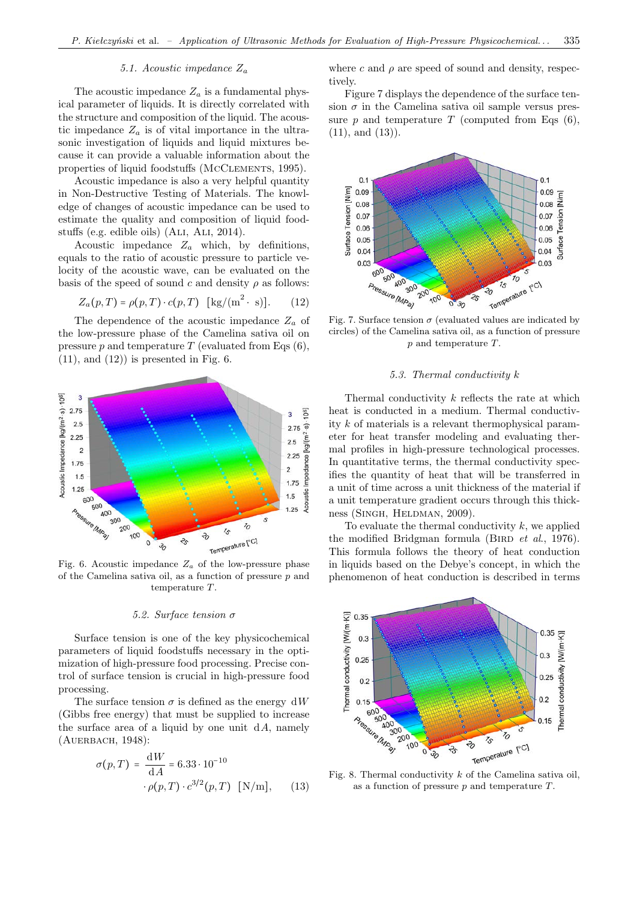### 5.1. Acoustic impedance $Z_a$

The acoustic impedance $Z_a$ is a fundamental physical parameter of liquids. It is directly correlated with the structure and composition of the liquid. The acoustic impedance $Z_a$ is of vital importance in the ultrasonic investigation of liquids and liquid mixtures because it can provide a valuable information about the properties of liquid foodstuffs (McClements, 1995).

Acoustic impedance is also a very helpful quantity in Non-Destructive Testing of Materials. The knowledge of changes of acoustic impedance can be used to estimate the quality and composition of liquid foodstuffs (e.g. edible oils) (Ali, Ali, 2014).

Acoustic impedance $Z_a$ which, by definitions, equals to the ratio of acoustic pressure to particle velocity of the acoustic wave, can be evaluated on the basis of the speed of sound $c$ and density $\rho$ as follows:

$$Z_a(p,T) = \rho(p,T) \cdot c(p,T) \quad [\text{kg}/(\text{m}^2 \cdot \text{s})]. \tag{12}$$

The dependence of the acoustic impedance $Z_a$ of the low-pressure phase of the Camelina sativa oil on pressure $p$ and temperature $T$ (evaluated from Eqs (6), (11), and (12)) is presented in Fig. 6.

Fig. 6. Acoustic impedance $Z_a$ of the low-pressure phase of the Camelina sativa oil, as a function of pressure $p$ and temperature $T$.

### 5.2. Surface tension $\sigma$

Surface tension is one of the key physicochemical parameters of liquid foodstuffs necessary in the optimization of high-pressure food processing. Precise control of surface tension is crucial in high-pressure food processing.

The surface tension $\sigma$ is defined as the energy $\mathrm{d}W$ (Gibbs free energy) that must be supplied to increase the surface area of a liquid by one unit $\mathrm{d}A$, namely (Auerbach, 1948):

$$\sigma(p,T) = \frac{\mathrm{d}W}{\mathrm{d}A} = 6.33 \cdot 10^{-10} \cdot \rho(p,T) \cdot c^{3/2}(p,T) \quad [\text{N/m}], \tag{13}$$

where $c$ and $\rho$ are speed of sound and density, respectively.

Figure 7 displays the dependence of the surface tension $\sigma$ in the Camelina sativa oil sample versus pressure $p$ and temperature $T$ (computed from Eqs (6), (11), and (13)).

Fig. 7. Surface tension $\sigma$ (evaluated values are indicated by circles) of the Camelina sativa oil, as a function of pressure $p$ and temperature $T$.

### 5.3. Thermal conductivity $k$

Thermal conductivity $k$ reflects the rate at which heat is conducted in a medium. Thermal conductivity $k$ of materials is a relevant thermophysical parameter for heat transfer modeling and evaluating thermal profiles in high-pressure technological processes. In quantitative terms, the thermal conductivity specifies the quantity of heat that will be transferred in a unit of time across a unit thickness of the material if a unit temperature gradient occurs through this thickness (Singh, Heldman, 2009).

To evaluate the thermal conductivity $k$, we applied the modified Bridgman formula (Bird *et al.*, 1976). This formula follows the theory of heat conduction in liquids based on the Debye's concept, in which the phenomenon of heat conduction is described in terms

Fig. 8. Thermal conductivity $k$ of the Camelina sativa oil, as a function of pressure $p$ and temperature $T$.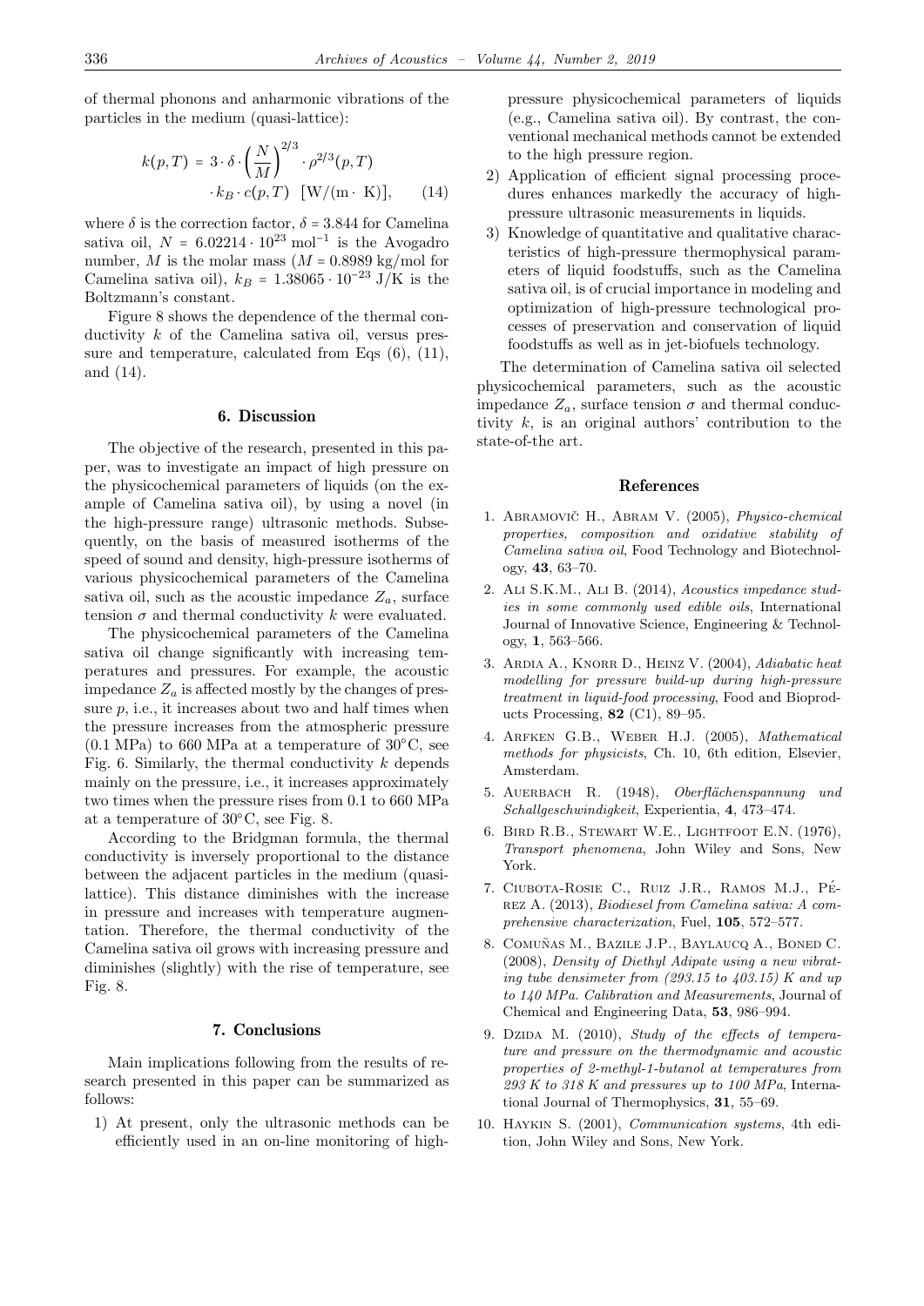of thermal phonons and anharmonic vibrations of the particles in the medium (quasi-lattice):

$$k(p,T) = 3 \cdot \delta \cdot \left(\frac{N}{M}\right)^{2/3} \cdot \rho^{2/3}(p,T) \cdot k_B \cdot c(p,T) \;\; [\text{W}/(\text{m} \cdot \text{K})], \tag{14}$$

where $\delta$ is the correction factor, $\delta = 3.844$ for Camelina sativa oil, $N = 6.02214 \cdot 10^{23}$ mol$^{-1}$ is the Avogadro number, $M$ is the molar mass ($M = 0.8989$ kg/mol for Camelina sativa oil), $k_B = 1.38065 \cdot 10^{-23}$ J/K is the Boltzmann's constant.

Figure 8 shows the dependence of the thermal conductivity $k$ of the Camelina sativa oil, versus pressure and temperature, calculated from Eqs (6), (11), and (14).

## 6. Discussion

The objective of the research, presented in this paper, was to investigate an impact of high pressure on the physicochemical parameters of liquids (on the example of Camelina sativa oil), by using a novel (in the high-pressure range) ultrasonic methods. Subsequently, on the basis of measured isotherms of the speed of sound and density, high-pressure isotherms of various physicochemical parameters of the Camelina sativa oil, such as the acoustic impedance $Z_a$, surface tension $\sigma$ and thermal conductivity $k$ were evaluated.

The physicochemical parameters of the Camelina sativa oil change significantly with increasing temperatures and pressures. For example, the acoustic impedance $Z_a$ is affected mostly by the changes of pressure $p$, i.e., it increases about two and half times when the pressure increases from the atmospheric pressure (0.1 MPa) to 660 MPa at a temperature of 30°C, see Fig. 6. Similarly, the thermal conductivity $k$ depends mainly on the pressure, i.e., it increases approximately two times when the pressure rises from 0.1 to 660 MPa at a temperature of 30°C, see Fig. 8.

According to the Bridgman formula, the thermal conductivity is inversely proportional to the distance between the adjacent particles in the medium (quasi-lattice). This distance diminishes with the increase in pressure and increases with temperature augmentation. Therefore, the thermal conductivity of the Camelina sativa oil grows with increasing pressure and diminishes (slightly) with the rise of temperature, see Fig. 8.

## 7. Conclusions

Main implications following from the results of research presented in this paper can be summarized as follows:

1) At present, only the ultrasonic methods can be efficiently used in an on-line monitoring of high-pressure physicochemical parameters of liquids (e.g., Camelina sativa oil). By contrast, the conventional mechanical methods cannot be extended to the high pressure region.
2) Application of efficient signal processing procedures enhances markedly the accuracy of high-pressure ultrasonic measurements in liquids.
3) Knowledge of quantitative and qualitative characteristics of high-pressure thermophysical parameters of liquid foodstuffs, such as the Camelina sativa oil, is of crucial importance in modeling and optimization of high-pressure technological processes of preservation and conservation of liquid foodstuffs as well as in jet-biofuels technology.

The determination of Camelina sativa oil selected physicochemical parameters, such as the acoustic impedance $Z_a$, surface tension $\sigma$ and thermal conductivity $k$, is an original authors' contribution to the state-of-the art.

## References

1. Abramovič H., Abram V. (2005), *Physico-chemical properties, composition and oxidative stability of Camelina sativa oil*, Food Technology and Biotechnology, **43**, 63–70.
2. Ali S.K.M., Ali B. (2014), *Acoustics impedance studies in some commonly used edible oils*, International Journal of Innovative Science, Engineering & Technology, **1**, 563–566.
3. Ardia A., Knorr D., Heinz V. (2004), *Adiabatic heat modelling for pressure build-up during high-pressure treatment in liquid-food processing*, Food and Bioproducts Processing, **82** (C1), 89–95.
4. Arfken G.B., Weber H.J. (2005), *Mathematical methods for physicists*, Ch. 10, 6th edition, Elsevier, Amsterdam.
5. Auerbach R. (1948), *Oberflächenspannung und Schallgeschwindigkeit*, Experientia, **4**, 473–474.
6. Bird R.B., Stewart W.E., Lightfoot E.N. (1976), *Transport phenomena*, John Wiley and Sons, New York.
7. Ciubota-Rosie C., Ruiz J.R., Ramos M.J., Pérez A. (2013), *Biodiesel from Camelina sativa: A comprehensive characterization*, Fuel, **105**, 572–577.
8. Comuñas M., Bazile J.P., Baylaucq A., Boned C. (2008), *Density of Diethyl Adipate using a new vibrating tube densimeter from (293.15 to 403.15) K and up to 140 MPa. Calibration and Measurements*, Journal of Chemical and Engineering Data, **53**, 986–994.
9. Dzida M. (2010), *Study of the effects of temperature and pressure on the thermodynamic and acoustic properties of 2-methyl-1-butanol at temperatures from 293 K to 318 K and pressures up to 100 MPa*, International Journal of Thermophysics, **31**, 55–69.
10. Haykin S. (2001), *Communication systems*, 4th edition, John Wiley and Sons, New York.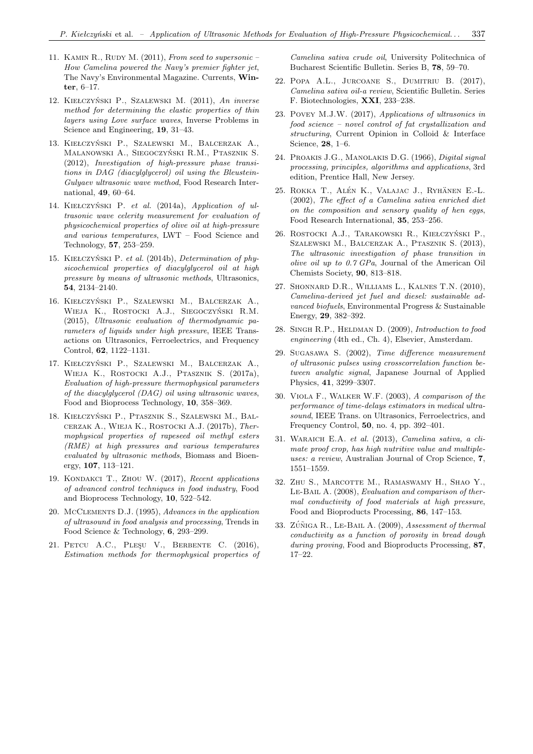11. Kamin R., Rudy M. (2011), *From seed to supersonic – How Camelina powered the Navy's premier fighter jet*, The Navy's Environmental Magazine. Currents, **Winter**, 6–17.

12. Kiełczyński P., Szalewski M. (2011), *An inverse method for determining the elastic properties of thin layers using Love surface waves*, Inverse Problems in Science and Engineering, **19**, 31–43.

13. Kiełczyński P., Szalewski M., Balcerzak A., Malanowski A., Siegoczyński R.M., Ptasznik S. (2012), *Investigation of high-pressure phase transitions in DAG (diacylglycerol) oil using the Bleustein-Gulyaev ultrasonic wave method*, Food Research International, **49**, 60–64.

14. Kiełczyński P. *et al.* (2014a), *Application of ultrasonic wave celerity measurement for evaluation of physicochemical properties of olive oil at high-pressure and various temperatures*, LWT – Food Science and Technology, **57**, 253–259.

15. Kiełczyński P. *et al.* (2014b), *Determination of physicochemical properties of diacylglycerol oil at high pressure by means of ultrasonic methods*, Ultrasonics, **54**, 2134–2140.

16. Kiełczyński P., Szalewski M., Balcerzak A., Wieja K., Rostocki A.J., Siegoczyński R.M. (2015), *Ultrasonic evaluation of thermodynamic parameters of liquids under high pressure*, IEEE Transactions on Ultrasonics, Ferroelectrics, and Frequency Control, **62**, 1122–1131.

17. Kiełczyński P., Szalewski M., Balcerzak A., Wieja K., Rostocki A.J., Ptasznik S. (2017a), *Evaluation of high-pressure thermophysical parameters of the diacylglycerol (DAG) oil using ultrasonic waves*, Food and Bioprocess Technology, **10**, 358–369.

18. Kiełczyński P., Ptasznik S., Szalewski M., Balcerzak A., Wieja K., Rostocki A.J. (2017b), *Thermophysical properties of rapeseed oil methyl esters (RME) at high pressures and various temperatures evaluated by ultrasonic methods*, Biomass and Bioenergy, **107**, 113–121.

19. Kondakci T., Zhou W. (2017), *Recent applications of advanced control techniques in food industry*, Food and Bioprocess Technology, **10**, 522–542.

20. McClements D.J. (1995), *Advances in the application of ultrasound in food analysis and processing*, Trends in Food Science & Technology, **6**, 293–299.

21. Petcu A.C., Pleşu V., Berbente C. (2016), *Estimation methods for thermophysical properties of Camelina sativa crude oil*, University Politechnica of Bucharest Scientific Bulletin. Series B, **78**, 59–70.

22. Popa A.L., Jurcoane S., Dumitriu B. (2017), *Camelina sativa oil-a review*, Scientific Bulletin. Series F. Biotechnologies, **XXI**, 233–238.

23. Povey M.J.W. (2017), *Applications of ultrasonics in food science – novel control of fat crystallization and structuring*, Current Opinion in Colloid & Interface Science, **28**, 1–6.

24. Proakis J.G., Manolakis D.G. (1966), *Digital signal processing, principles, algorithms and applications*, 3rd edition, Prentice Hall, New Jersey.

25. Rokka T., Alén K., Valajac J., Ryhänen E.-L. (2002), *The effect of a Camelina sativa enriched diet on the composition and sensory quality of hen eggs*, Food Research International, **35**, 253–256.

26. Rostocki A.J., Tarakowski R., Kiełczyński P., Szalewski M., Balcerzak A., Ptasznik S. (2013), *The ultrasonic investigation of phase transition in olive oil up to 0.7 GPa*, Journal of the American Oil Chemists Society, **90**, 813–818.

27. Shonnard D.R., Williams L., Kalnes T.N. (2010), *Camelina-derived jet fuel and diesel: sustainable advanced biofuels*, Environmental Progress & Sustainable Energy, **29**, 382–392.

28. Singh R.P., Heldman D. (2009), *Introduction to food engineering* (4th ed., Ch. 4), Elsevier, Amsterdam.

29. Sugasawa S. (2002), *Time difference measurement of ultrasonic pulses using crosscorrelation function between analytic signal*, Japanese Journal of Applied Physics, **41**, 3299–3307.

30. Viola F., Walker W.F. (2003), *A comparison of the performance of time-delays estimators in medical ultrasound*, IEEE Trans. on Ultrasonics, Ferroelectrics, and Frequency Control, **50**, no. 4, pp. 392–401.

31. Waraich E.A. *et al.* (2013), *Camelina sativa, a climate proof crop, has high nutritive value and multiple-uses: a review*, Australian Journal of Crop Science, **7**, 1551–1559.

32. Zhu S., Marcotte M., Ramaswamy H., Shao Y., Le-Bail A. (2008), *Evaluation and comparison of thermal conductivity of food materials at high pressure*, Food and Bioproducts Processing, **86**, 147–153.

33. Zúñiga R., Le-Bail A. (2009), *Assessment of thermal conductivity as a function of porosity in bread dough during proving*, Food and Bioproducts Processing, **87**, 17–22.